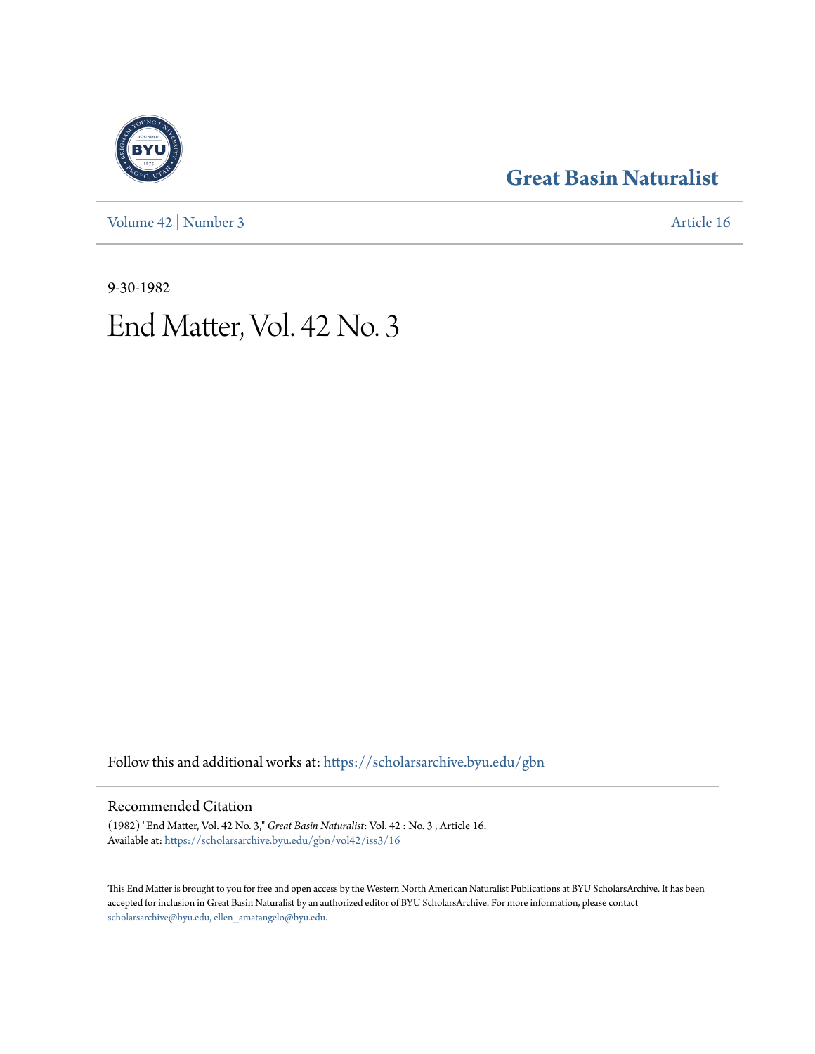Great Basin Naturalist

Volume 42 | Number 3

Article 16

9-30-1982

# End Matter, Vol. 42 No. 3

Follow this and additional works at: https://scholarsarchive.byu.edu/gbn

## Recommended Citation

(1982) "End Matter, Vol. 42 No. 3," *Great Basin Naturalist*: Vol. 42 : No. 3 , Article 16.
Available at: https://scholarsarchive.byu.edu/gbn/vol42/iss3/16

This End Matter is brought to you for free and open access by the Western North American Naturalist Publications at BYU ScholarsArchive. It has been accepted for inclusion in Great Basin Naturalist by an authorized editor of BYU ScholarsArchive. For more information, please contact scholarsarchive@byu.edu, ellen_amatangelo@byu.edu.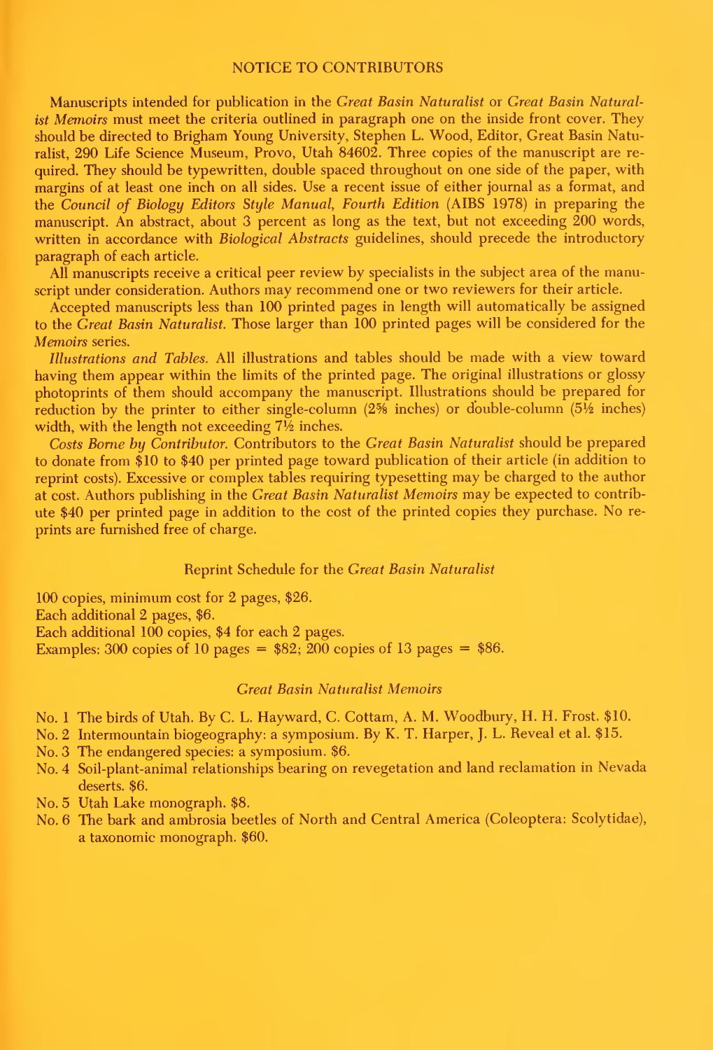## NOTICE TO CONTRIBUTORS

Manuscripts intended for publication in the *Great Basin Naturalist* or *Great Basin Naturalist Memoirs* must meet the criteria outlined in paragraph one on the inside front cover. They should be directed to Brigham Young University, Stephen L. Wood, Editor, Great Basin Naturalist, 290 Life Science Museum, Provo, Utah 84602. Three copies of the manuscript are required. They should be typewritten, double spaced throughout on one side of the paper, with margins of at least one inch on all sides. Use a recent issue of either journal as a format, and the *Council of Biology Editors Style Manual, Fourth Edition* (AIBS 1978) in preparing the manuscript. An abstract, about 3 percent as long as the text, but not exceeding 200 words, written in accordance with *Biological Abstracts* guidelines, should precede the introductory paragraph of each article.

All manuscripts receive a critical peer review by specialists in the subject area of the manuscript under consideration. Authors may recommend one or two reviewers for their article.

Accepted manuscripts less than 100 printed pages in length will automatically be assigned to the *Great Basin Naturalist*. Those larger than 100 printed pages will be considered for the *Memoirs* series.

*Illustrations and Tables.* All illustrations and tables should be made with a view toward having them appear within the limits of the printed page. The original illustrations or glossy photoprints of them should accompany the manuscript. Illustrations should be prepared for reduction by the printer to either single-column (2⅝ inches) or double-column (5½ inches) width, with the length not exceeding 7½ inches.

*Costs Borne by Contributor.* Contributors to the *Great Basin Naturalist* should be prepared to donate from $10 to $40 per printed page toward publication of their article (in addition to reprint costs). Excessive or complex tables requiring typesetting may be charged to the author at cost. Authors publishing in the *Great Basin Naturalist Memoirs* may be expected to contribute $40 per printed page in addition to the cost of the printed copies they purchase. No reprints are furnished free of charge.

### Reprint Schedule for the *Great Basin Naturalist*

100 copies, minimum cost for 2 pages, $26.
Each additional 2 pages, $6.
Each additional 100 copies, $4 for each 2 pages.
Examples: 300 copies of 10 pages = $82; 200 copies of 13 pages = $86.

### *Great Basin Naturalist Memoirs*

No. 1 The birds of Utah. By C. L. Hayward, C. Cottam, A. M. Woodbury, H. H. Frost. $10.
No. 2 Intermountain biogeography: a symposium. By K. T. Harper, J. L. Reveal et al. $15.
No. 3 The endangered species: a symposium. $6.
No. 4 Soil-plant-animal relationships bearing on revegetation and land reclamation in Nevada deserts. $6.
No. 5 Utah Lake monograph. $8.
No. 6 The bark and ambrosia beetles of North and Central America (Coleoptera: Scolytidae), a taxonomic monograph. $60.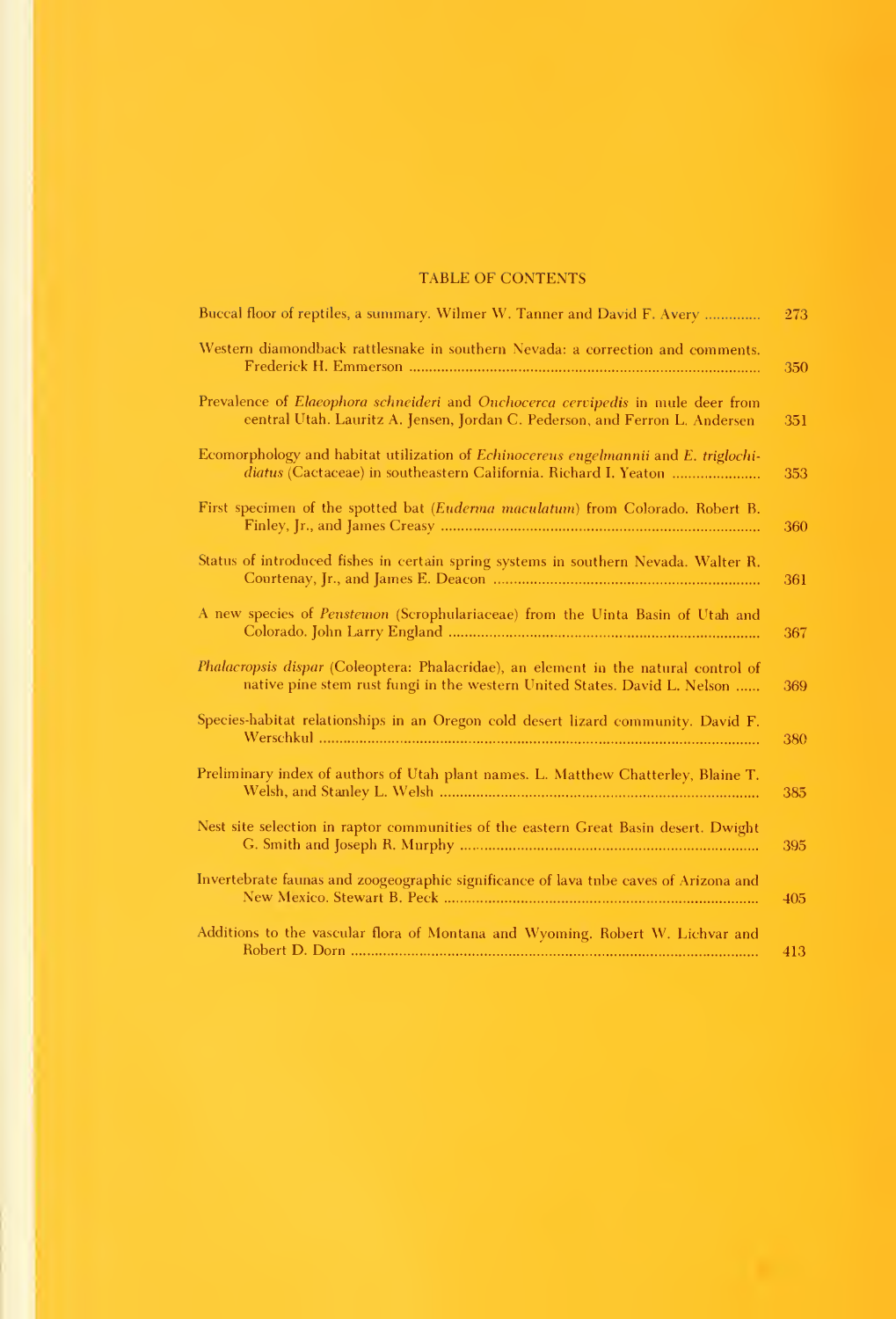## TABLE OF CONTENTS

| | |
|---|---|
| Buccal floor of reptiles, a summary. Wilmer W. Tanner and David F. Avery .............. | 273 |
| Western diamondback rattlesnake in southern Nevada: a correction and comments. Frederick H. Emmerson .............................................................................................. | 350 |
| Prevalence of *Elaeophora schneideri* and *Onchocerca cervipedis* in mule deer from central Utah. Lauritz A. Jensen, Jordan C. Pederson, and Ferron L. Andersen | 351 |
| Ecomorphology and habitat utilization of *Echinocereus engelmannii* and *E. triglochidiatus* (Cactaceae) in southeastern California. Richard I. Yeaton ...................... | 353 |
| First specimen of the spotted bat (*Euderma maculatum*) from Colorado. Robert B. Finley, Jr., and James Creasy .............................................................................. | 360 |
| Status of introduced fishes in certain spring systems in southern Nevada. Walter R. Courtenay, Jr., and James E. Deacon ................................................................. | 361 |
| A new species of *Penstemon* (Scrophulariaceae) from the Uinta Basin of Utah and Colorado. John Larry England ............................................................................ | 367 |
| *Phalacropsis dispar* (Coleoptera: Phalacridae), an element in the natural control of native pine stem rust fungi in the western United States. David L. Nelson ...... | 369 |
| Species-habitat relationships in an Oregon cold desert lizard community. David F. Werschkul .......................................................................................................... | 380 |
| Preliminary index of authors of Utah plant names. L. Matthew Chatterley, Blaine T. Welsh, and Stanley L. Welsh .............................................................................. | 385 |
| Nest site selection in raptor communities of the eastern Great Basin desert. Dwight G. Smith and Joseph R. Murphy ......................................................................... | 395 |
| Invertebrate faunas and zoogeographic significance of lava tube caves of Arizona and New Mexico. Stewart B. Peck ............................................................................. | 405 |
| Additions to the vascular flora of Montana and Wyoming. Robert W. Lichvar and Robert D. Dorn .................................................................................................. | 413 |